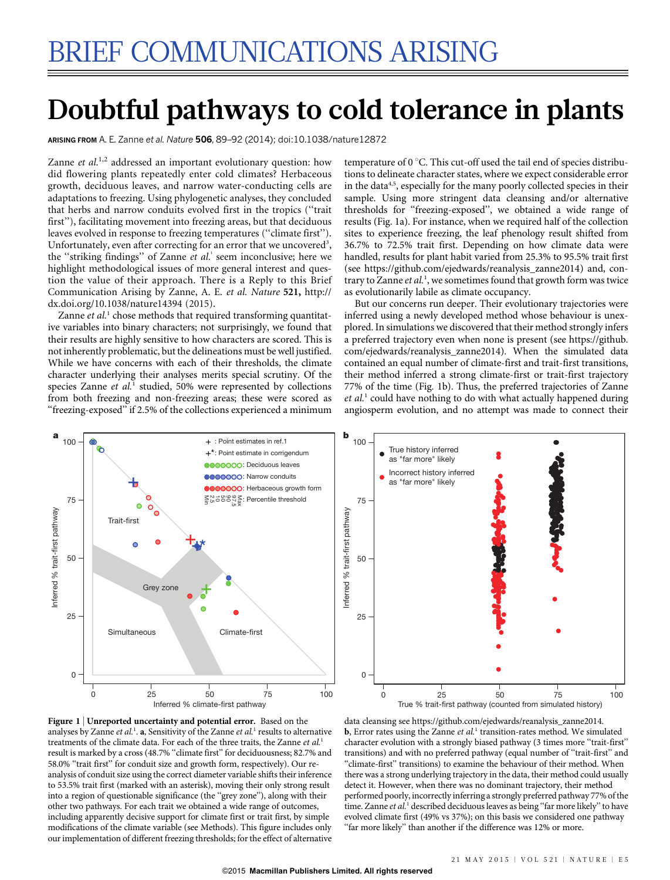# BRIEF COMMUNICATIONS ARISING

# Doubtful pathways to cold tolerance in plants

**ARISING FROM** A. E. Zanne *et al.* *Nature* **506**, 89–92 (2014); doi:10.1038/nature12872

Zanne *et al.*[1,2] addressed an important evolutionary question: how did flowering plants repeatedly enter cold climates? Herbaceous growth, deciduous leaves, and narrow water-conducting cells are adaptations to freezing. Using phylogenetic analyses, they concluded that herbs and narrow conduits evolved first in the tropics ("trait first"), facilitating movement into freezing areas, but that deciduous leaves evolved in response to freezing temperatures ("climate first"). Unfortunately, even after correcting for an error that we uncovered[3], the "striking findings" of Zanne *et al.*[1] seem inconclusive; here we highlight methodological issues of more general interest and question the value of their approach. There is a Reply to this Brief Communication Arising by Zanne, A. E. *et al. Nature* **521,** http://dx.doi.org/10.1038/nature14394 (2015).

Zanne *et al.*[1] chose methods that required transforming quantitative variables into binary characters; not surprisingly, we found that their results are highly sensitive to how characters are scored. This is not inherently problematic, but the delineations must be well justified. While we have concerns with each of their thresholds, the climate character underlying their analyses merits special scrutiny. Of the species Zanne *et al.*[1] studied, 50% were represented by collections from both freezing and non-freezing areas; these were scored as "freezing-exposed" if 2.5% of the collections experienced a minimum temperature of 0 °C. This cut-off used the tail end of species distributions to delineate character states, where we expect considerable error in the data[4,5], especially for the many poorly collected species in their sample. Using more stringent data cleansing and/or alternative thresholds for "freezing-exposed", we obtained a wide range of results (Fig. 1a). For instance, when we required half of the collection sites to experience freezing, the leaf phenology result shifted from 36.7% to 72.5% trait first. Depending on how climate data were handled, results for plant habit varied from 25.3% to 95.5% trait first (see https://github.com/ejedwards/reanalysis_zanne2014) and, contrary to Zanne *et al.*[1], we sometimes found that growth form was twice as evolutionarily labile as climate occupancy.

But our concerns run deeper. Their evolutionary trajectories were inferred using a newly developed method whose behaviour is unexplored. In simulations we discovered that their method strongly infers a preferred trajectory even when none is present (see https://github.com/ejedwards/reanalysis_zanne2014). When the simulated data contained an equal number of climate-first and trait-first transitions, their method inferred a strong climate-first or trait-first trajectory 77% of the time (Fig. 1b). Thus, the preferred trajectories of Zanne *et al.*[1] could have nothing to do with what actually happened during angiosperm evolution, and no attempt was made to connect their

**Figure 1 | Unreported uncertainty and potential error.** Based on the analyses by Zanne *et al.*[1]. **a**, Sensitivity of the Zanne *et al.*[1] results to alternative treatments of the climate data. For each of the three traits, the Zanne *et al.*[1] result is marked by a cross (48.7% "climate first" for deciduousness; 82.7% and 58.0% "trait first" for conduit size and growth form, respectively). Our reanalysis of conduit size using the correct diameter variable shifts their inference to 53.5% trait first (marked with an asterisk), moving their only strong result into a region of questionable significance (the "grey zone"), along with their other two pathways. For each trait we obtained a wide range of outcomes, including apparently decisive support for climate first or trait first, by simple modifications of the climate variable (see Methods). This figure includes only our implementation of different freezing thresholds; for the effect of alternative data cleansing see https://github.com/ejedwards/reanalysis_zanne2014. **b**, Error rates using the Zanne *et al.*[1] transition-rates method. We simulated character evolution with a strongly biased pathway (3 times more "trait-first" transitions) and with no preferred pathway (equal number of "trait-first" and "climate-first" transitions) to examine the behaviour of their method. When there was a strong underlying trajectory in the data, their method could usually detect it. However, when there was no dominant trajectory, their method performed poorly, incorrectly inferring a strongly preferred pathway 77% of the time. Zanne *et al.*[1] described deciduous leaves as being "far more likely" to have evolved climate first (49% vs 37%); on this basis we considered one pathway "far more likely" than another if the difference was 12% or more.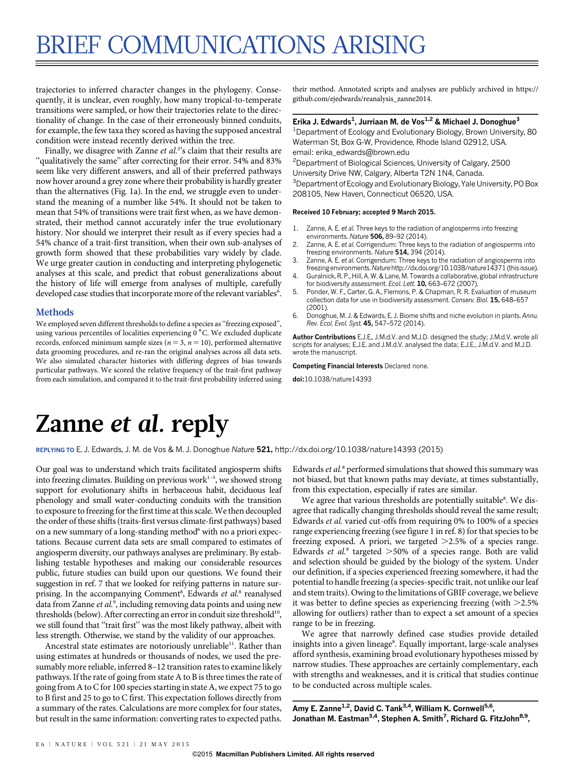# BRIEF COMMUNICATIONS ARISING

trajectories to inferred character changes in the phylogeny. Consequently, it is unclear, even roughly, how many tropical-to-temperate transitions were sampled, or how their trajectories relate to the directionality of change. In the case of their erroneously binned conduits, for example, the few taxa they scored as having the supposed ancestral condition were instead recently derived within the tree.

Finally, we disagree with Zanne *et al.*[3]'s claim that their results are "qualitatively the same" after correcting for their error. 54% and 83% seem like very different answers, and all of their preferred pathways now hover around a grey zone where their probability is hardly greater than the alternatives (Fig. 1a). In the end, we struggle even to understand the meaning of a number like 54%. It should not be taken to mean that 54% of transitions were trait first when, as we have demonstrated, their method cannot accurately infer the true evolutionary history. Nor should we interpret their result as if every species had a 54% chance of a trait-first transition, when their own sub-analyses of growth form showed that these probabilities vary widely by clade. We urge greater caution in conducting and interpreting phylogenetic analyses at this scale, and predict that robust generalizations about the history of life will emerge from analyses of multiple, carefully developed case studies that incorporate more of the relevant variables[6].

## Methods

We employed seven different thresholds to define a species as "freezing exposed", using various percentiles of localities experiencing 0 °C. We excluded duplicate records, enforced minimum sample sizes ($n = 3$, $n = 10$), performed alternative data grooming procedures, and re-ran the original analyses across all data sets. We also simulated character histories with differing degrees of bias towards particular pathways. We scored the relative frequency of the trait-first pathway from each simulation, and compared it to the trait-first probability inferred using their method. Annotated scripts and analyses are publicly archived in https://github.com/ejedwards/reanalysis_zanne2014.

**Erika J. Edwards[1], Jurriaan M. de Vos[1,2] & Michael J. Donoghue[3]**

[1]Department of Ecology and Evolutionary Biology, Brown University, 80 Waterman St, Box G-W, Providence, Rhode Island 02912, USA.
email: erika_edwards@brown.edu

[2]Department of Biological Sciences, University of Calgary, 2500 University Drive NW, Calgary, Alberta T2N 1N4, Canada.

[3]Department of Ecology and Evolutionary Biology, Yale University, PO Box 208105, New Haven, Connecticut 06520, USA.

**Received 10 February; accepted 9 March 2015.**

1. Zanne, A. E. *et al.* Three keys to the radiation of angiosperms into freezing environments. *Nature* **506,** 89–92 (2014).
2. Zanne, A. E. *et al.* Corrigendum: Three keys to the radiation of angiosperms into freezing environments. *Nature* **514,** 394 (2014).
3. Zanne, A. E. *et al.* Corrigendum: Three keys to the radiation of angiosperms into freezing environments. *Nature* http://dx.doi.org/10.1038/nature14371 (this issue).
4. Guralnick, R. P., Hill, A. W. & Lane, M. Towards a collaborative, global infrastructure for biodiversity assessment. *Ecol. Lett.* **10,** 663–672 (2007).
5. Ponder, W. F., Carter, G. A., Flemons, P. & Chapman, R. R. Evaluation of museum collection data for use in biodiversity assessment. *Conserv. Biol.* **15,** 648–657 (2001).
6. Donoghue, M. J. & Edwards, E. J. Biome shifts and niche evolution in plants. *Annu. Rev. Ecol. Evol. Syst.* **45,** 547–572 (2014).

**Author Contributions** E.J.E., J.M.d.V. and M.J.D. designed the study; J.M.d.V. wrote all scripts for analyses; E.J.E. and J.M.d.V. analysed the data; E.J.E., J.M.d.V. and M.J.D. wrote the manuscript.

**Competing Financial Interests** Declared none.

**doi:**10.1038/nature14393

# Zanne *et al.* reply

**REPLYING TO** E. J. Edwards, J. M. de Vos & M. J. Donoghue *Nature* **521,** http://dx.doi.org/10.1038/nature14393 (2015)

Our goal was to understand which traits facilitated angiosperm shifts into freezing climates. Building on previous work[1–5], we showed strong support for evolutionary shifts in herbaceous habit, deciduous leaf phenology and small water-conducting conduits with the transition to exposure to freezing for the first time at this scale. We then decoupled the order of these shifts (traits-first versus climate-first pathways) based on a new summary of a long-standing method[6] with no a priori expectations. Because current data sets are small compared to estimates of angiosperm diversity, our pathways analyses are preliminary. By establishing testable hypotheses and making our considerable resources public, future studies can build upon our questions. We found their suggestion in ref. 7 that we looked for reifying patterns in nature surprising. In the accompanying Comment[8], Edwards *et al.*[8] reanalysed data from Zanne *et al.*[9], including removing data points and using new thresholds (below). After correcting an error in conduit size threshold[10], we still found that "trait first" was the most likely pathway, albeit with less strength. Otherwise, we stand by the validity of our approaches.

Ancestral state estimates are notoriously unreliable[11]. Rather than using estimates at hundreds or thousands of nodes, we used the presumably more reliable, inferred 8–12 transition rates to examine likely pathways. If the rate of going from state A to B is three times the rate of going from A to C for 100 species starting in state A, we expect 75 to go to B first and 25 to go to C first. This expectation follows directly from a summary of the rates. Calculations are more complex for four states, but result in the same information: converting rates to expected paths. Edwards *et al.*[8] performed simulations that showed this summary was not biased, but that known paths may deviate, at times substantially, from this expectation, especially if rates are similar.

We agree that various thresholds are potentially suitable[8]. We disagree that radically changing thresholds should reveal the same result; Edwards *et al.* varied cut-offs from requiring 0% to 100% of a species range experiencing freezing (see figure 1 in ref. 8) for that species to be freezing exposed. A priori, we targeted >2.5% of a species range. Edwards *et al.*[8] targeted >50% of a species range. Both are valid and selection should be guided by the biology of the system. Under our definition, if a species experienced freezing somewhere, it had the potential to handle freezing (a species-specific trait, not unlike our leaf and stem traits). Owing to the limitations of GBIF coverage, we believe it was better to define species as experiencing freezing (with >2.5% allowing for outliers) rather than to expect a set amount of a species range to be in freezing.

We agree that narrowly defined case studies provide detailed insights into a given lineage[8]. Equally important, large-scale analyses afford synthesis, examining broad evolutionary hypotheses missed by narrow studies. These approaches are certainly complementary, each with strengths and weaknesses, and it is critical that studies continue to be conducted across multiple scales.

**Amy E. Zanne[1,2], David C. Tank[3,4], William K. Cornwell[5,6], Jonathan M. Eastman[3,4], Stephen A. Smith[7], Richard G. FitzJohn[8,9],**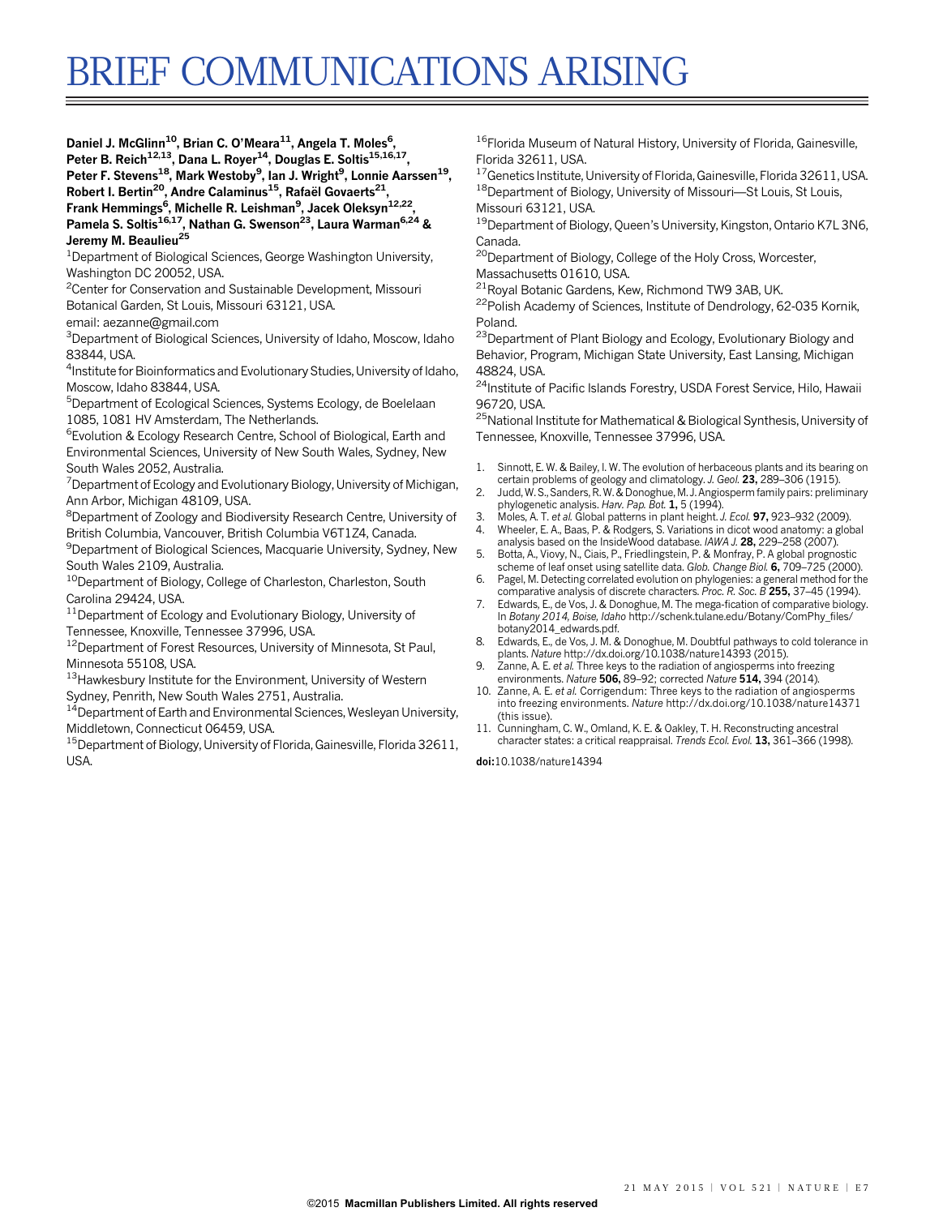# BRIEF COMMUNICATIONS ARISING

**Daniel J. McGlinn[10], Brian C. O'Meara[11], Angela T. Moles[6], Peter B. Reich[12,13], Dana L. Royer[14], Douglas E. Soltis[15,16,17], Peter F. Stevens[18], Mark Westoby[9], Ian J. Wright[9], Lonnie Aarssen[19], Robert I. Bertin[20], Andre Calaminus[15], Rafaël Govaerts[21], Frank Hemmings[6], Michelle R. Leishman[9], Jacek Oleksyn[12,22], Pamela S. Soltis[16,17], Nathan G. Swenson[23], Laura Warman[6,24] & Jeremy M. Beaulieu[25]**

[1]Department of Biological Sciences, George Washington University, Washington DC 20052, USA.
[2]Center for Conservation and Sustainable Development, Missouri Botanical Garden, St Louis, Missouri 63121, USA.
email: aezanne@gmail.com
[3]Department of Biological Sciences, University of Idaho, Moscow, Idaho 83844, USA.
[4]Institute for Bioinformatics and Evolutionary Studies, University of Idaho, Moscow, Idaho 83844, USA.
[5]Department of Ecological Sciences, Systems Ecology, de Boelelaan 1085, 1081 HV Amsterdam, The Netherlands.
[6]Evolution & Ecology Research Centre, School of Biological, Earth and Environmental Sciences, University of New South Wales, Sydney, New South Wales 2052, Australia.
[7]Department of Ecology and Evolutionary Biology, University of Michigan, Ann Arbor, Michigan 48109, USA.
[8]Department of Zoology and Biodiversity Research Centre, University of British Columbia, Vancouver, British Columbia V6T1Z4, Canada.
[9]Department of Biological Sciences, Macquarie University, Sydney, New South Wales 2109, Australia.
[10]Department of Biology, College of Charleston, Charleston, South Carolina 29424, USA.
[11]Department of Ecology and Evolutionary Biology, University of Tennessee, Knoxville, Tennessee 37996, USA.
[12]Department of Forest Resources, University of Minnesota, St Paul, Minnesota 55108, USA.
[13]Hawkesbury Institute for the Environment, University of Western Sydney, Penrith, New South Wales 2751, Australia.
[14]Department of Earth and Environmental Sciences, Wesleyan University, Middletown, Connecticut 06459, USA.
[15]Department of Biology, University of Florida, Gainesville, Florida 32611, USA.
[16]Florida Museum of Natural History, University of Florida, Gainesville, Florida 32611, USA.
[17]Genetics Institute, University of Florida, Gainesville, Florida 32611, USA.
[18]Department of Biology, University of Missouri—St Louis, St Louis, Missouri 63121, USA.
[19]Department of Biology, Queen's University, Kingston, Ontario K7L 3N6, Canada.
[20]Department of Biology, College of the Holy Cross, Worcester, Massachusetts 01610, USA.
[21]Royal Botanic Gardens, Kew, Richmond TW9 3AB, UK.
[22]Polish Academy of Sciences, Institute of Dendrology, 62-035 Kornik, Poland.
[23]Department of Plant Biology and Ecology, Evolutionary Biology and Behavior, Program, Michigan State University, East Lansing, Michigan 48824, USA.
[24]Institute of Pacific Islands Forestry, USDA Forest Service, Hilo, Hawaii 96720, USA.
[25]National Institute for Mathematical & Biological Synthesis, University of Tennessee, Knoxville, Tennessee 37996, USA.

1. Sinnott, E. W. & Bailey, I. W. The evolution of herbaceous plants and its bearing on certain problems of geology and climatology. *J. Geol.* **23,** 289–306 (1915).
2. Judd, W. S., Sanders, R. W. & Donoghue, M. J. Angiosperm family pairs: preliminary phylogenetic analysis. *Harv. Pap. Bot.* **1,** 5 (1994).
3. Moles, A. T. *et al.* Global patterns in plant height. *J. Ecol.* **97,** 923–932 (2009).
4. Wheeler, E. A., Baas, P. & Rodgers, S. Variations in dicot wood anatomy: a global analysis based on the InsideWood database. *IAWA J.* **28,** 229–258 (2007).
5. Botta, A., Viovy, N., Ciais, P., Friedlingstein, P. & Monfray, P. A global prognostic scheme of leaf onset using satellite data. *Glob. Change Biol.* **6,** 709–725 (2000).
6. Pagel, M. Detecting correlated evolution on phylogenies: a general method for the comparative analysis of discrete characters. *Proc. R. Soc. B* **255,** 37–45 (1994).
7. Edwards, E., de Vos, J. & Donoghue, M. The mega-fication of comparative biology. In *Botany 2014, Boise, Idaho* http://schenk.tulane.edu/Botany/ComPhy_files/botany2014_edwards.pdf.
8. Edwards, E., de Vos, J. M. & Donoghue, M. Doubtful pathways to cold tolerance in plants. *Nature* http://dx.doi.org/10.1038/nature14393 (2015).
9. Zanne, A. E. *et al.* Three keys to the radiation of angiosperms into freezing environments. *Nature* **506,** 89–92; corrected *Nature* **514,** 394 (2014).
10. Zanne, A. E. *et al.* Corrigendum: Three keys to the radiation of angiosperms into freezing environments. *Nature* http://dx.doi.org/10.1038/nature14371 (this issue).
11. Cunningham, C. W., Omland, K. E. & Oakley, T. H. Reconstructing ancestral character states: a critical reappraisal. *Trends Ecol. Evol.* **13,** 361–366 (1998).

**doi:**10.1038/nature14394